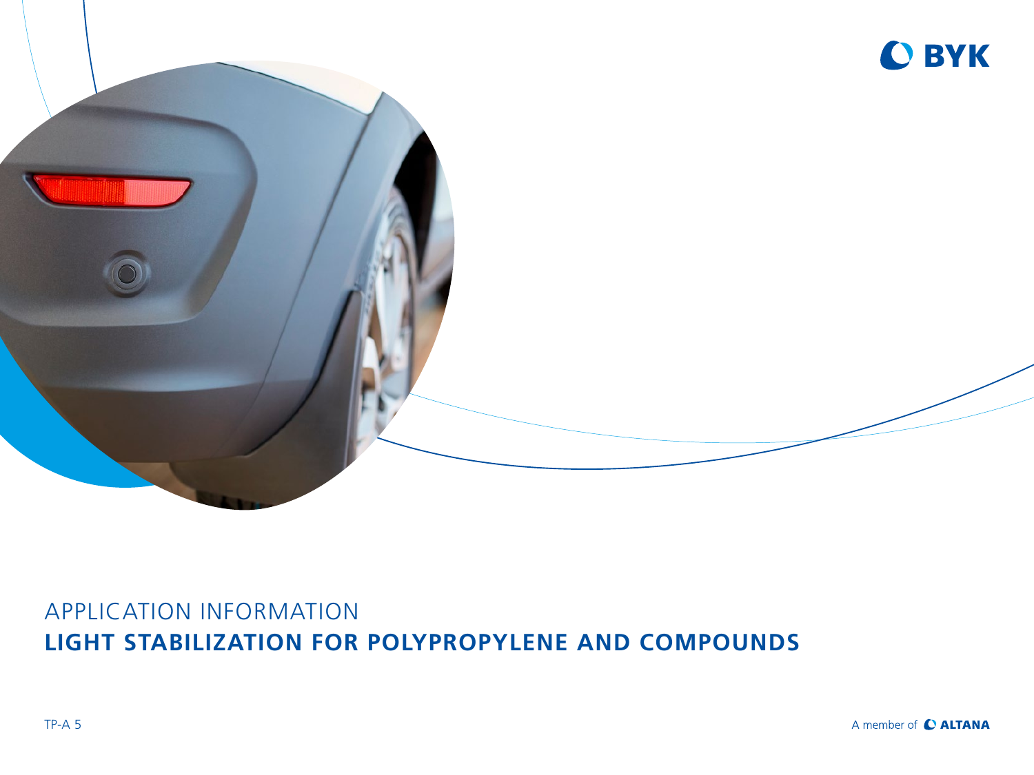BYK

APPLICATION INFORMATION

# LIGHT STABILIZATION FOR POLYPROPYLENE AND COMPOUNDS

TP-A 5

A member of ALTANA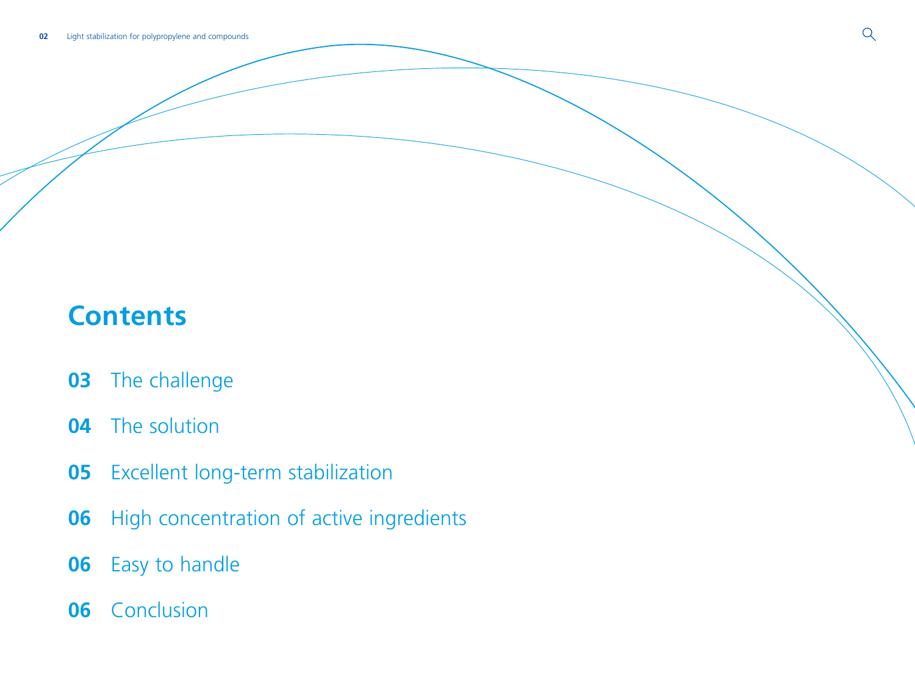# Contents

**03** The challenge

**04** The solution

**05** Excellent long-term stabilization

**06** High concentration of active ingredients

**06** Easy to handle

**06** Conclusion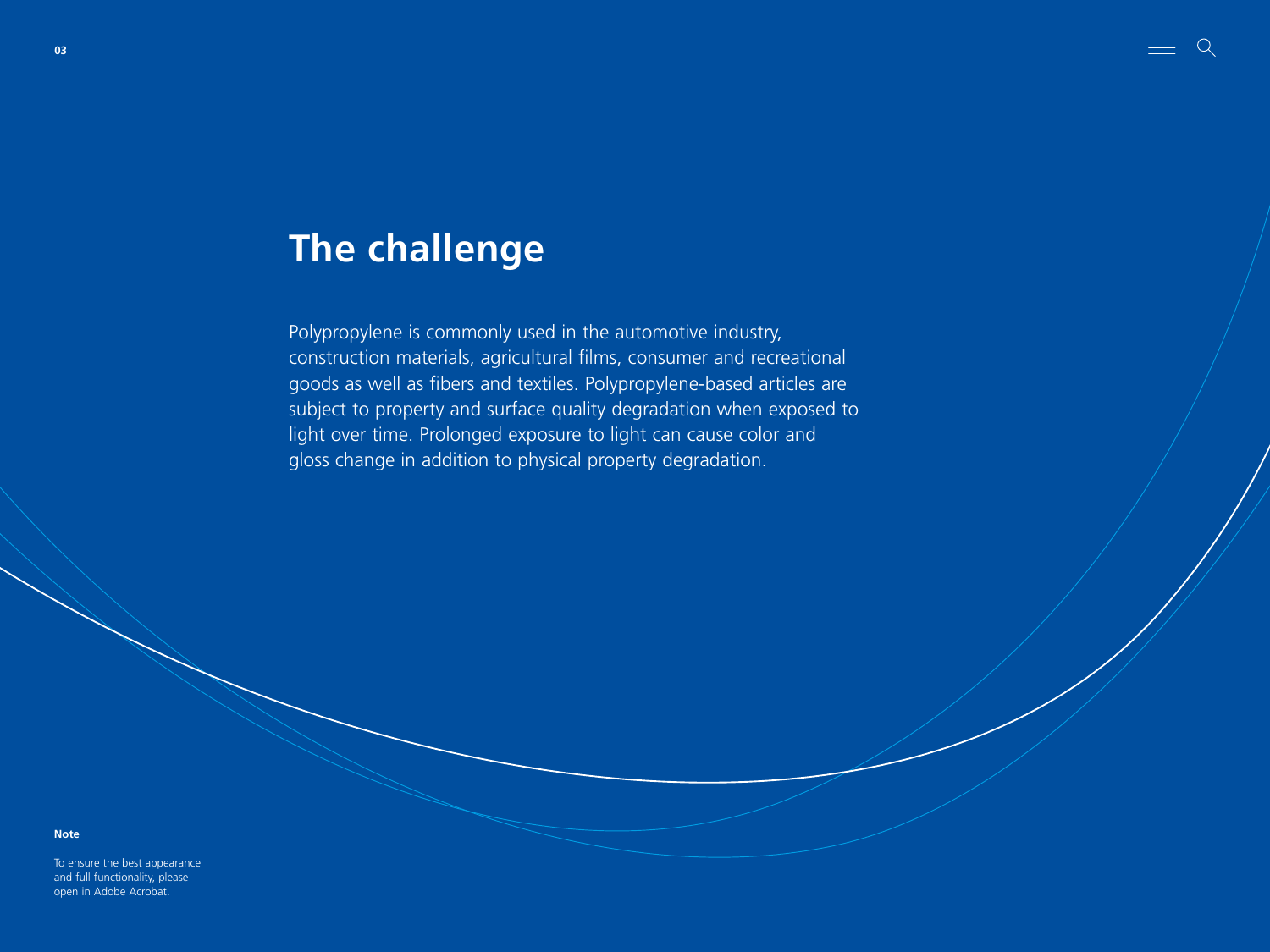# The challenge

Polypropylene is commonly used in the automotive industry, construction materials, agricultural films, consumer and recreational goods as well as fibers and textiles. Polypropylene-based articles are subject to property and surface quality degradation when exposed to light over time. Prolonged exposure to light can cause color and gloss change in addition to physical property degradation.

**Note**

To ensure the best appearance and full functionality, please open in Adobe Acrobat.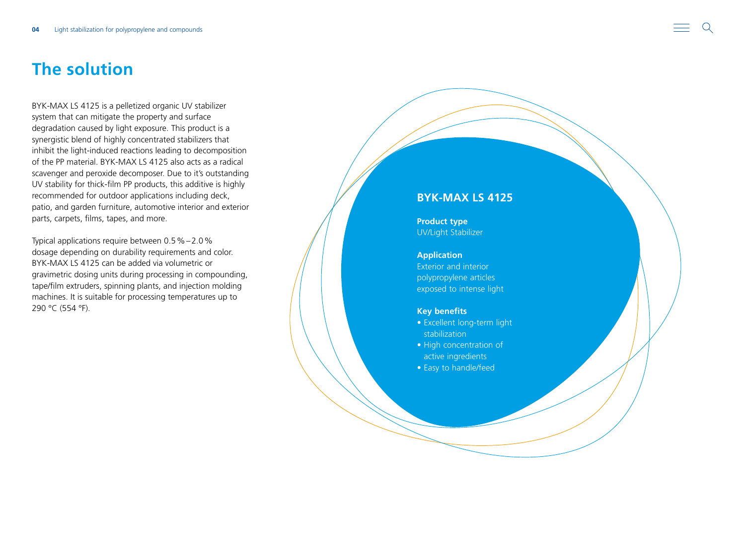# The solution

BYK-MAX LS 4125 is a pelletized organic UV stabilizer system that can mitigate the property and surface degradation caused by light exposure. This product is a synergistic blend of highly concentrated stabilizers that inhibit the light-induced reactions leading to decomposition of the PP material. BYK-MAX LS 4125 also acts as a radical scavenger and peroxide decomposer. Due to it's outstanding UV stability for thick-film PP products, this additive is highly recommended for outdoor applications including deck, patio, and garden furniture, automotive interior and exterior parts, carpets, films, tapes, and more.

Typical applications require between 0.5 % – 2.0 % dosage depending on durability requirements and color. BYK-MAX LS 4125 can be added via volumetric or gravimetric dosing units during processing in compounding, tape/film extruders, spinning plants, and injection molding machines. It is suitable for processing temperatures up to 290 °C (554 °F).

## BYK-MAX LS 4125

**Product type**
UV/Light Stabilizer

**Application**
Exterior and interior polypropylene articles exposed to intense light

**Key benefits**
- Excellent long-term light stabilization
- High concentration of active ingredients
- Easy to handle/feed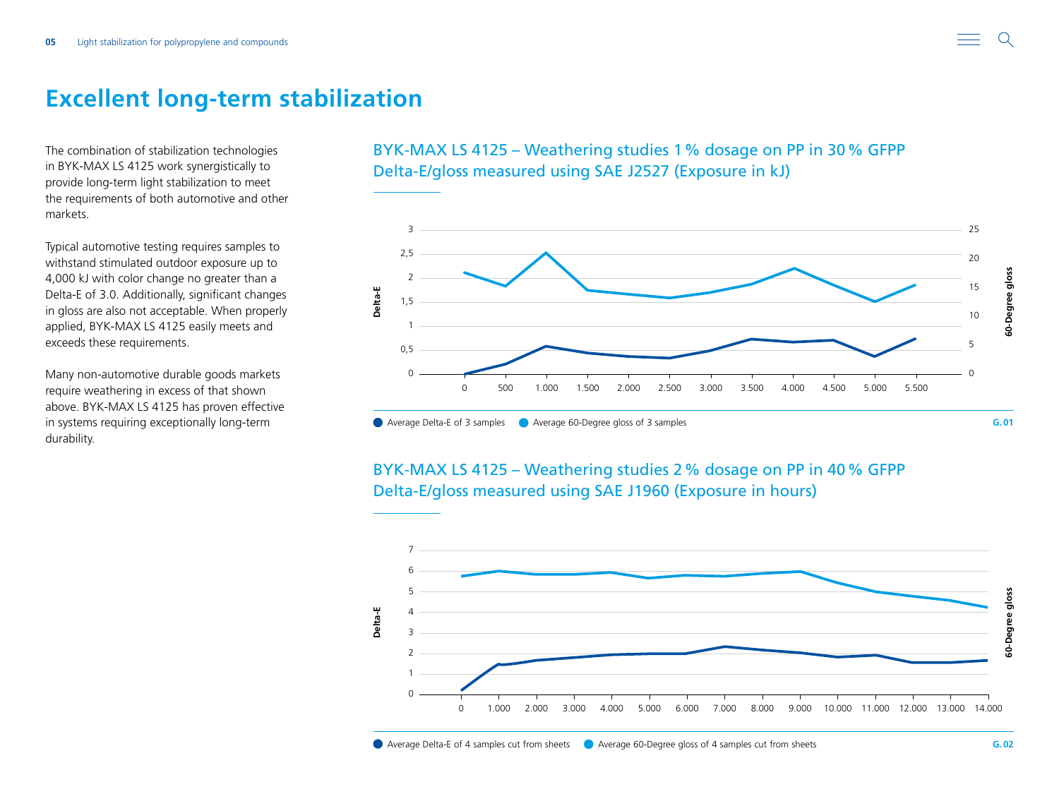# Excellent long-term stabilization

The combination of stabilization technologies in BYK-MAX LS 4125 work synergistically to provide long-term light stabilization to meet the requirements of both automotive and other markets.

Typical automotive testing requires samples to withstand stimulated outdoor exposure up to 4,000 kJ with color change no greater than a Delta-E of 3.0. Additionally, significant changes in gloss are also not acceptable. When properly applied, BYK-MAX LS 4125 easily meets and exceeds these requirements.

Many non-automotive durable goods markets require weathering in excess of that shown above. BYK-MAX LS 4125 has proven effective in systems requiring exceptionally long-term durability.

## BYK-MAX LS 4125 – Weathering studies 1 % dosage on PP in 30 % GFPP Delta-E/gloss measured using SAE J2527 (Exposure in kJ)

Delta-E (0–3) / 60-Degree gloss (0–25); exposure 0–5.500

Average Delta-E of 3 samples · Average 60-Degree gloss of 3 samples

G. 01

## BYK-MAX LS 4125 – Weathering studies 2 % dosage on PP in 40 % GFPP Delta-E/gloss measured using SAE J1960 (Exposure in hours)

Delta-E (0–7) / 60-Degree gloss; exposure 0–14.000

Average Delta-E of 4 samples cut from sheets · Average 60-Degree gloss of 4 samples cut from sheets

G. 02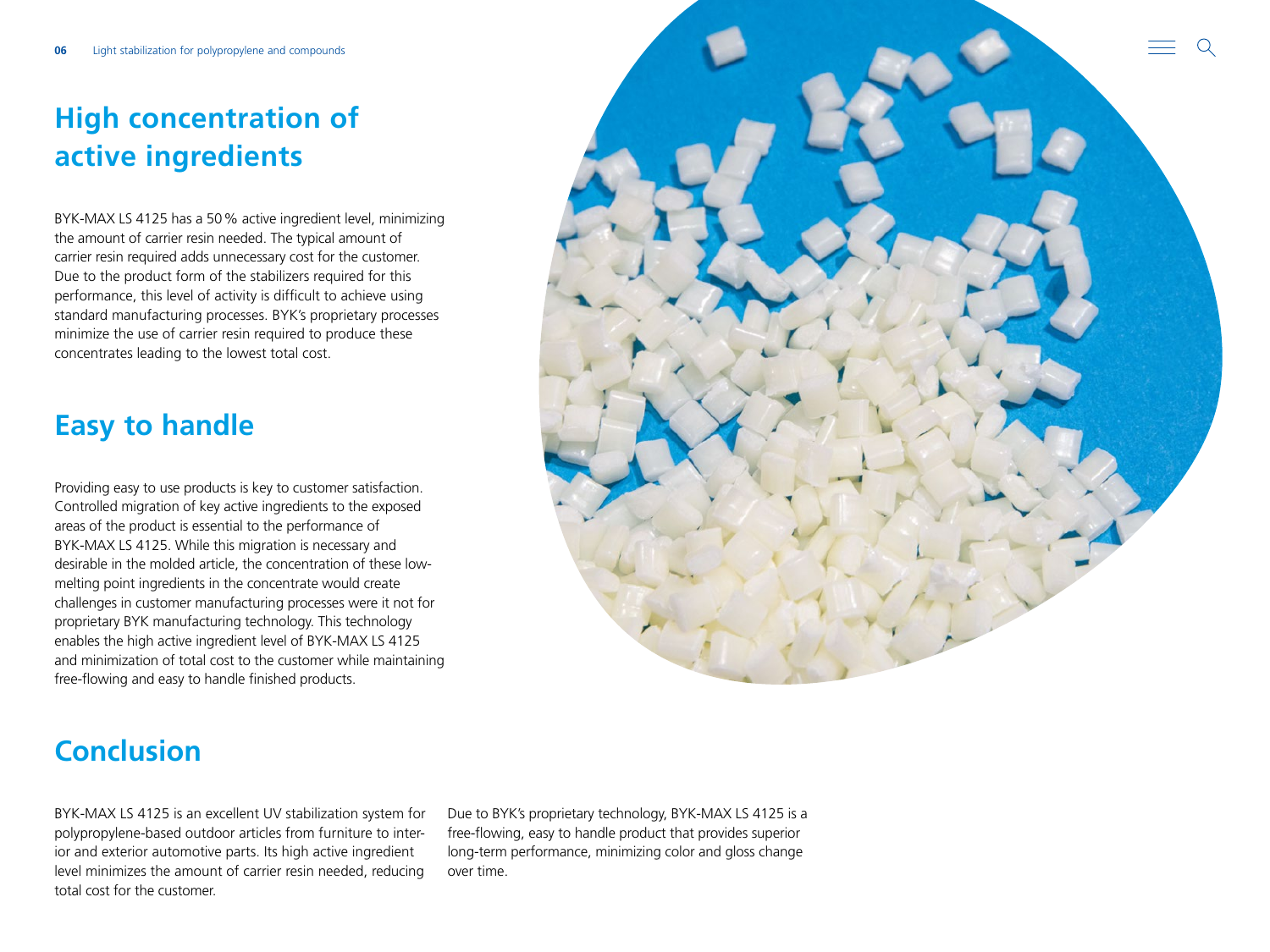## High concentration of active ingredients

BYK-MAX LS 4125 has a 50 % active ingredient level, minimizing the amount of carrier resin needed. The typical amount of carrier resin required adds unnecessary cost for the customer. Due to the product form of the stabilizers required for this performance, this level of activity is difficult to achieve using standard manufacturing processes. BYK's proprietary processes minimize the use of carrier resin required to produce these concentrates leading to the lowest total cost.

## Easy to handle

Providing easy to use products is key to customer satisfaction. Controlled migration of key active ingredients to the exposed areas of the product is essential to the performance of BYK-MAX LS 4125. While this migration is necessary and desirable in the molded article, the concentration of these low-melting point ingredients in the concentrate would create challenges in customer manufacturing processes were it not for proprietary BYK manufacturing technology. This technology enables the high active ingredient level of BYK-MAX LS 4125 and minimization of total cost to the customer while maintaining free-flowing and easy to handle finished products.

## Conclusion

BYK-MAX LS 4125 is an excellent UV stabilization system for polypropylene-based outdoor articles from furniture to interior and exterior automotive parts. Its high active ingredient level minimizes the amount of carrier resin needed, reducing total cost for the customer.

Due to BYK's proprietary technology, BYK-MAX LS 4125 is a free-flowing, easy to handle product that provides superior long-term performance, minimizing color and gloss change over time.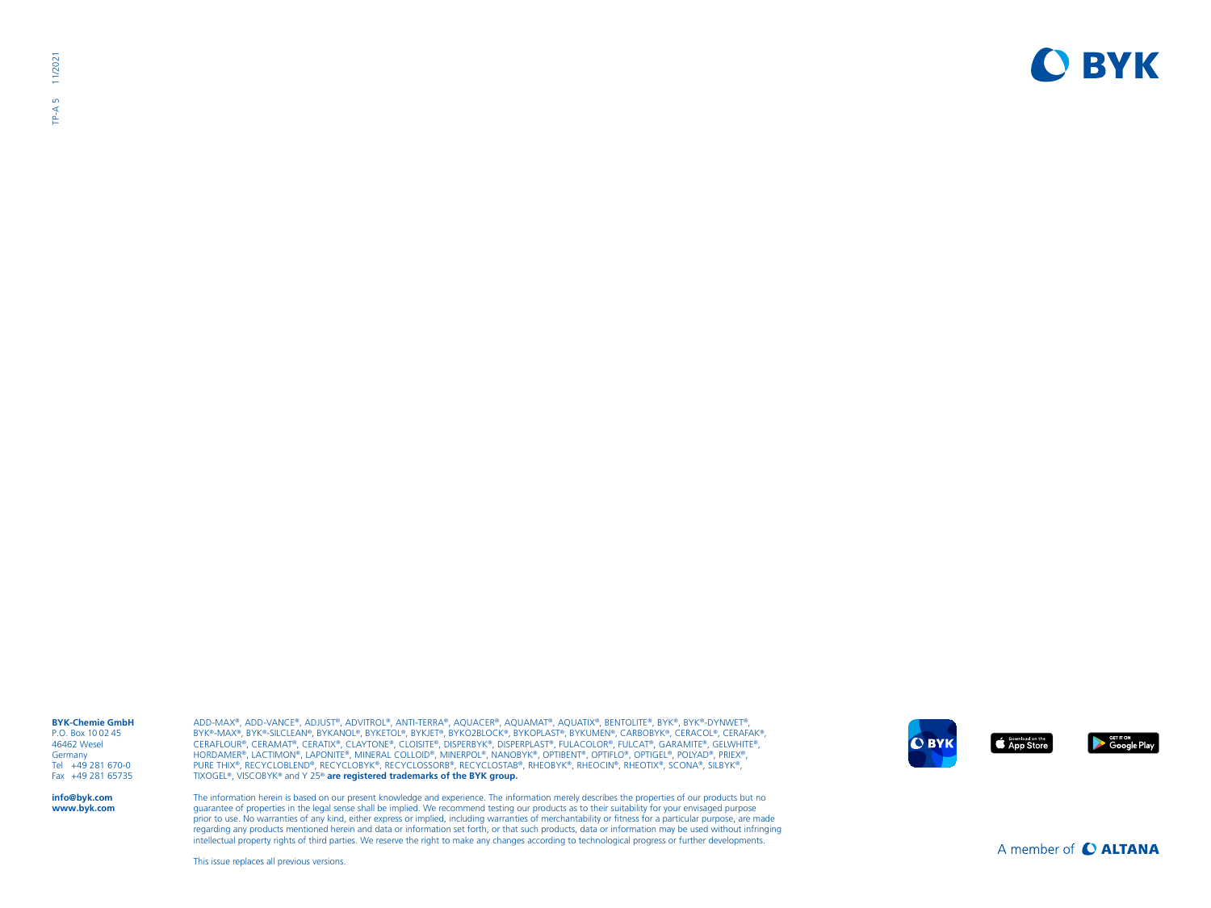TP-A 5 11/2021

**BYK-Chemie GmbH**
P.O. Box 10 02 45
46462 Wesel
Germany
Tel +49 281 670-0
Fax +49 281 65735

**info@byk.com**
**www.byk.com**

ADD-MAX®, ADD-VANCE®, ADJUST®, ADVITROL®, ANTI-TERRA®, AQUACER®, AQUAMAT®, AQUATIX®, BENTOLITE®, BYK®, BYK®-DYNWET®, BYK®-MAX®, BYK®-SILCLEAN®, BYKANOL®, BYKETOL®, BYKJET®, BYKO2BLOCK®, BYKOPLAST®, BYKUMEN®, CARBOBYK®, CERACOL®, CERAFAK®, CERAFLOUR®, CERAMAT®, CERATIX®, CLAYTONE®, CLOISITE®, DISPERBYK®, DISPERPLAST®, FULACOLOR®, FULCAT®, GARAMITE®, GELWHITE®, HORDAMER®, LACTIMON®, LAPONITE®, MINERAL COLLOID®, MINERPOL®, NANOBYK®, OPTIBENT®, OPTIFLO®, OPTIGEL®, POLYAD®, PRIEX®, PURE THIX®, RECYCLOBLEND®, RECYCLOBYK®, RECYCLOSSORB®, RECYCLOSTAB®, RHEOBYK®, RHEOCIN®, RHEOTIX®, SCONA®, SILBYK®, TIXOGEL®, VISCOBYK® and Y 25® **are registered trademarks of the BYK group.**

The information herein is based on our present knowledge and experience. The information merely describes the properties of our products but no guarantee of properties in the legal sense shall be implied. We recommend testing our products as to their suitability for your envisaged purpose prior to use. No warranties of any kind, either express or implied, including warranties of merchantability or fitness for a particular purpose, are made regarding any products mentioned herein and data or information set forth, or that such products, data or information may be used without infringing intellectual property rights of third parties. We reserve the right to make any changes according to technological progress or further developments.

This issue replaces all previous versions.

A member of ALTANA